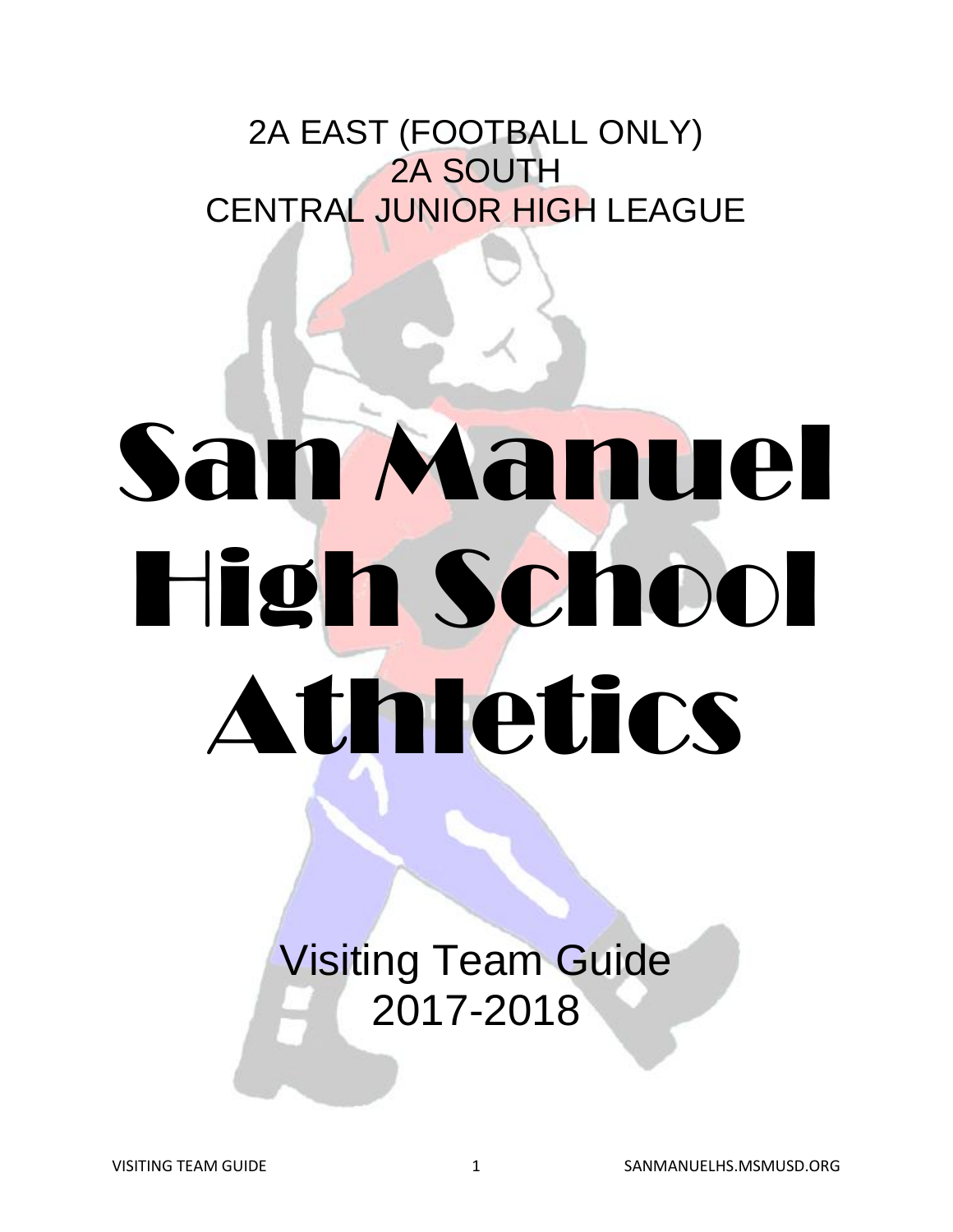2A EAST (FOOTBALL ONLY)
2A SOUTH
CENTRAL JUNIOR HIGH LEAGUE

# San Manuel High School Athletics

Visiting Team Guide
2017-2018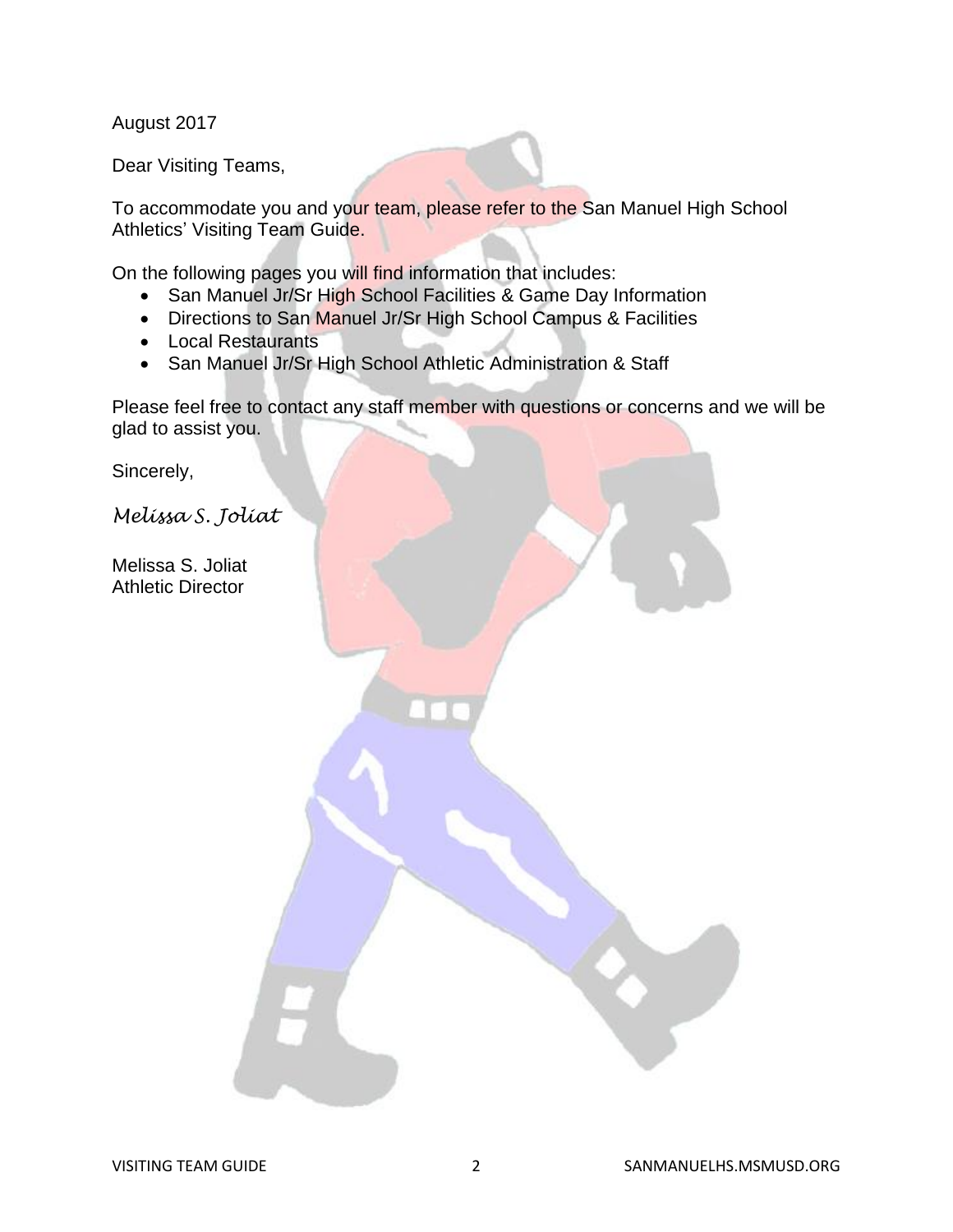August 2017

Dear Visiting Teams,

To accommodate you and your team, please refer to the San Manuel High School Athletics' Visiting Team Guide.

On the following pages you will find information that includes:

- San Manuel Jr/Sr High School Facilities & Game Day Information
- Directions to San Manuel Jr/Sr High School Campus & Facilities
- Local Restaurants
- San Manuel Jr/Sr High School Athletic Administration & Staff

Please feel free to contact any staff member with questions or concerns and we will be glad to assist you.

Sincerely,

*Melissa S. Joliat*

Melissa S. Joliat
Athletic Director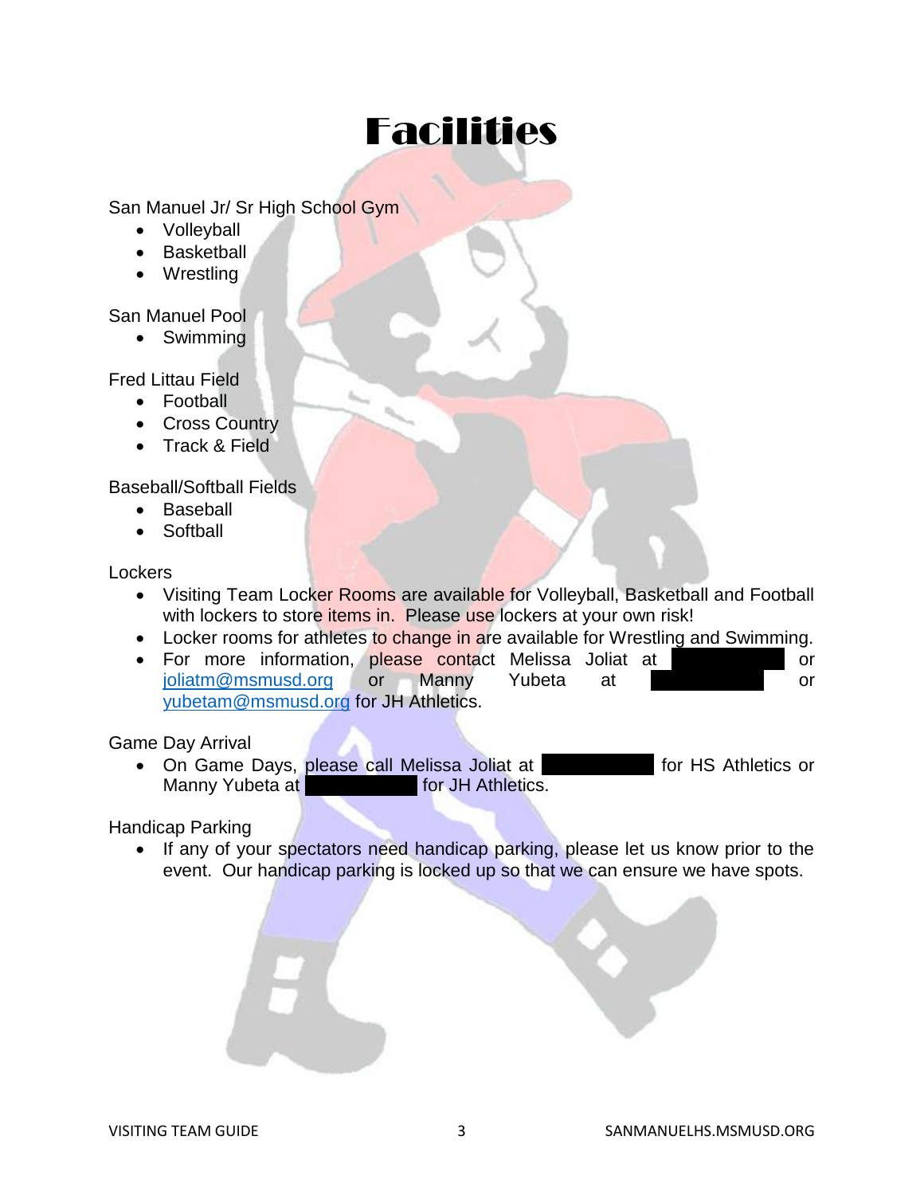# Facilities

San Manuel Jr/ Sr High School Gym

- Volleyball
- Basketball
- Wrestling

San Manuel Pool

- Swimming

Fred Littau Field

- Football
- Cross Country
- Track & Field

Baseball/Softball Fields

- Baseball
- Softball

Lockers

- Visiting Team Locker Rooms are available for Volleyball, Basketball and Football with lockers to store items in. Please use lockers at your own risk!
- Locker rooms for athletes to change in are available for Wrestling and Swimming.
- For more information, please contact Melissa Joliat at [REDACTED] or joliatm@msmusd.org or Manny Yubeta at [REDACTED] or yubetam@msmusd.org for JH Athletics.

Game Day Arrival

- On Game Days, please call Melissa Joliat at [REDACTED] for HS Athletics or Manny Yubeta at [REDACTED] for JH Athletics.

Handicap Parking

- If any of your spectators need handicap parking, please let us know prior to the event. Our handicap parking is locked up so that we can ensure we have spots.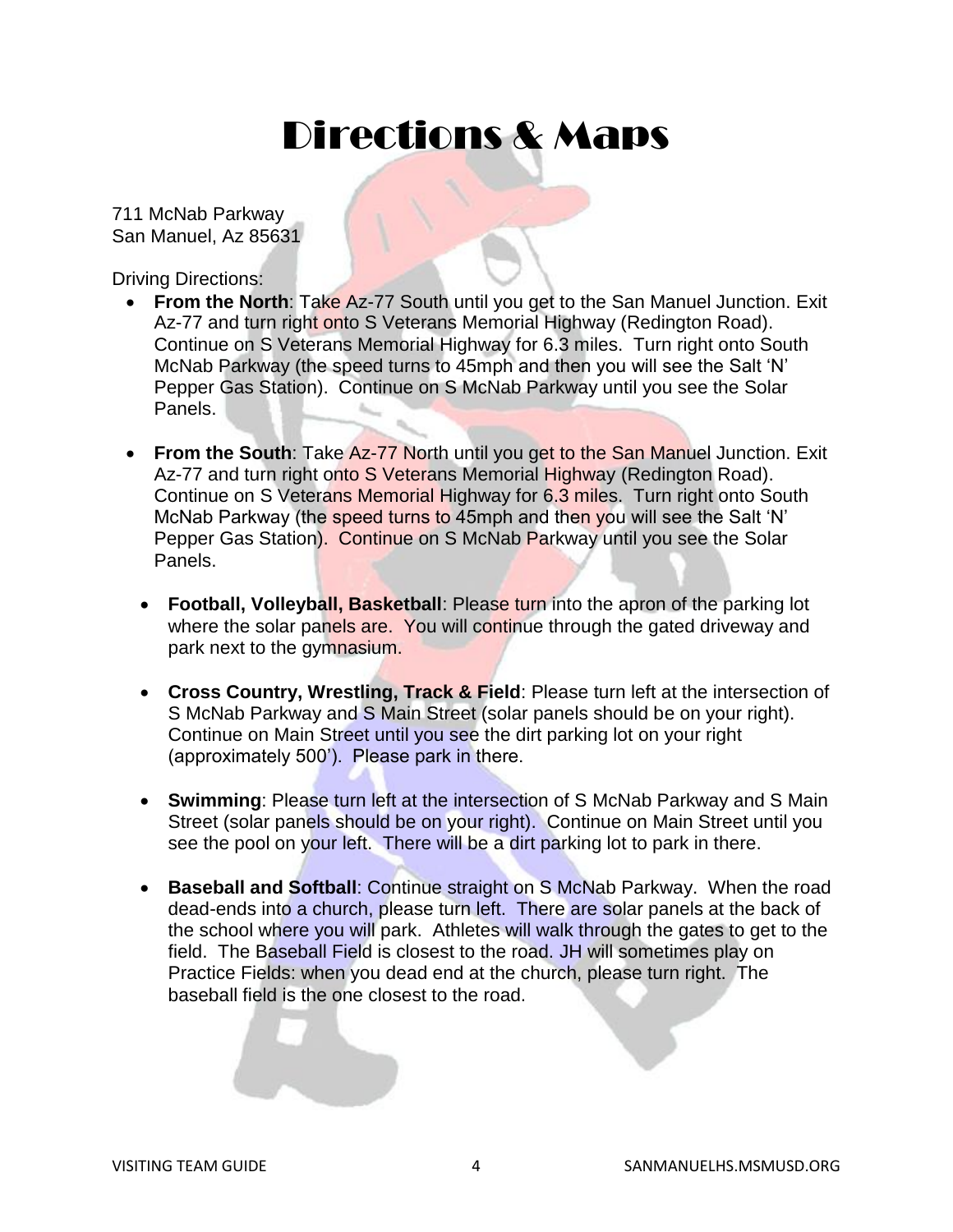# Directions & Maps

711 McNab Parkway
San Manuel, Az 85631

Driving Directions:

- **From the North**: Take Az-77 South until you get to the San Manuel Junction. Exit Az-77 and turn right onto S Veterans Memorial Highway (Redington Road). Continue on S Veterans Memorial Highway for 6.3 miles. Turn right onto South McNab Parkway (the speed turns to 45mph and then you will see the Salt 'N' Pepper Gas Station). Continue on S McNab Parkway until you see the Solar Panels.

- **From the South**: Take Az-77 North until you get to the San Manuel Junction. Exit Az-77 and turn right onto S Veterans Memorial Highway (Redington Road). Continue on S Veterans Memorial Highway for 6.3 miles. Turn right onto South McNab Parkway (the speed turns to 45mph and then you will see the Salt 'N' Pepper Gas Station). Continue on S McNab Parkway until you see the Solar Panels.

  - **Football, Volleyball, Basketball**: Please turn into the apron of the parking lot where the solar panels are. You will continue through the gated driveway and park next to the gymnasium.

  - **Cross Country, Wrestling, Track & Field**: Please turn left at the intersection of S McNab Parkway and S Main Street (solar panels should be on your right). Continue on Main Street until you see the dirt parking lot on your right (approximately 500'). Please park in there.

  - **Swimming**: Please turn left at the intersection of S McNab Parkway and S Main Street (solar panels should be on your right). Continue on Main Street until you see the pool on your left. There will be a dirt parking lot to park in there.

  - **Baseball and Softball**: Continue straight on S McNab Parkway. When the road dead-ends into a church, please turn left. There are solar panels at the back of the school where you will park. Athletes will walk through the gates to get to the field. The Baseball Field is closest to the road. JH will sometimes play on Practice Fields: when you dead end at the church, please turn right. The baseball field is the one closest to the road.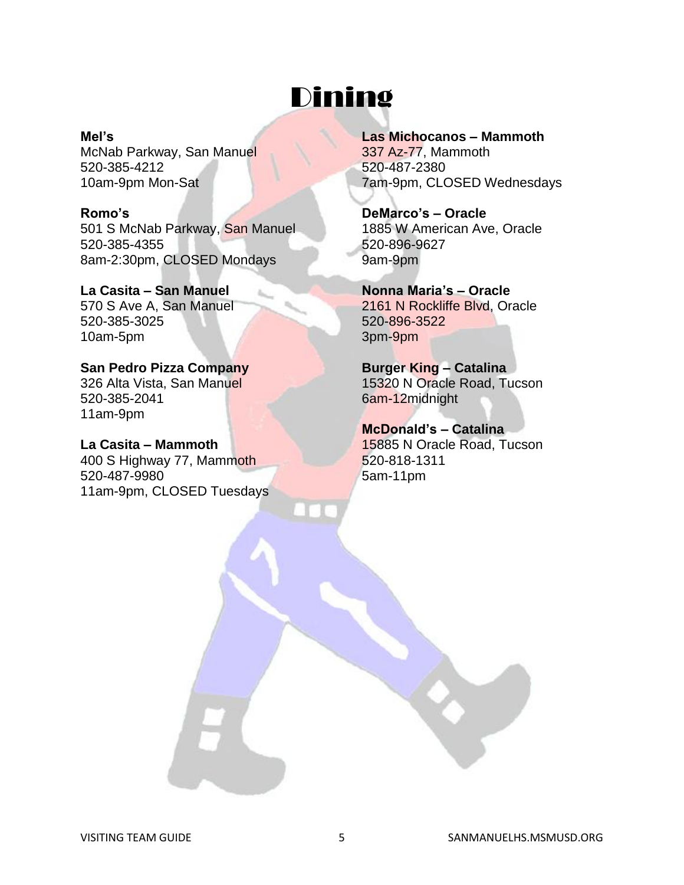# Dining

**Mel's**
McNab Parkway, San Manuel
520-385-4212
10am-9pm Mon-Sat

**Romo's**
501 S McNab Parkway, San Manuel
520-385-4355
8am-2:30pm, CLOSED Mondays

**La Casita – San Manuel**
570 S Ave A, San Manuel
520-385-3025
10am-5pm

**San Pedro Pizza Company**
326 Alta Vista, San Manuel
520-385-2041
11am-9pm

**La Casita – Mammoth**
400 S Highway 77, Mammoth
520-487-9980
11am-9pm, CLOSED Tuesdays

**Las Michocanos – Mammoth**
337 Az-77, Mammoth
520-487-2380
7am-9pm, CLOSED Wednesdays

**DeMarco's – Oracle**
1885 W American Ave, Oracle
520-896-9627
9am-9pm

**Nonna Maria's – Oracle**
2161 N Rockliffe Blvd, Oracle
520-896-3522
3pm-9pm

**Burger King – Catalina**
15320 N Oracle Road, Tucson
6am-12midnight

**McDonald's – Catalina**
15885 N Oracle Road, Tucson
520-818-1311
5am-11pm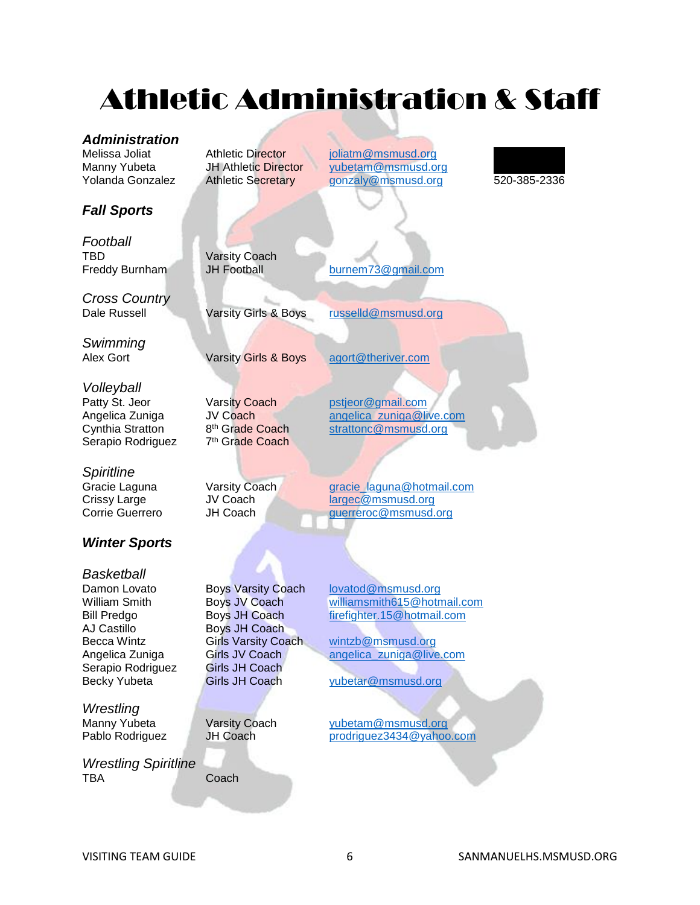# Athletic Administration & Staff

### *Administration*

| | | | |
|---|---|---|---|
| Melissa Joliat | Athletic Director | joliatm@msmusd.org | |
| Manny Yubeta | JH Athletic Director | yubetam@msmusd.org | |
| Yolanda Gonzalez | Athletic Secretary | gonzaly@msmusd.org | 520-385-2336 |

## *Fall Sports*

### *Football*

| | | |
|---|---|---|
| TBD | Varsity Coach | |
| Freddy Burnham | JH Football | burnem73@gmail.com |

### *Cross Country*

| | | |
|---|---|---|
| Dale Russell | Varsity Girls & Boys | russelld@msmusd.org |

### *Swimming*

| | | |
|---|---|---|
| Alex Gort | Varsity Girls & Boys | agort@theriver.com |

### *Volleyball*

| | | |
|---|---|---|
| Patty St. Jeor | Varsity Coach | pstjeor@gmail.com |
| Angelica Zuniga | JV Coach | angelica_zuniga@live.com |
| Cynthia Stratton | 8th Grade Coach | strattonc@msmusd.org |
| Serapio Rodriguez | 7th Grade Coach | |

### *Spiritline*

| | | |
|---|---|---|
| Gracie Laguna | Varsity Coach | gracie_laguna@hotmail.com |
| Crissy Large | JV Coach | largec@msmusd.org |
| Corrie Guerrero | JH Coach | guerreroc@msmusd.org |

## *Winter Sports*

### *Basketball*

| | | |
|---|---|---|
| Damon Lovato | Boys Varsity Coach | lovatod@msmusd.org |
| William Smith | Boys JV Coach | williamsmith615@hotmail.com |
| Bill Predgo | Boys JH Coach | firefighter.15@hotmail.com |
| AJ Castillo | Boys JH Coach | |
| Becca Wintz | Girls Varsity Coach | wintzb@msmusd.org |
| Angelica Zuniga | Girls JV Coach | angelica_zuniga@live.com |
| Serapio Rodriguez | Girls JH Coach | |
| Becky Yubeta | Girls JH Coach | yubetar@msmusd.org |

### *Wrestling*

| | | |
|---|---|---|
| Manny Yubeta | Varsity Coach | yubetam@msmusd.org |
| Pablo Rodriguez | JH Coach | prodriguez3434@yahoo.com |

### *Wrestling Spiritline*

| | | |
|---|---|---|
| TBA | Coach | |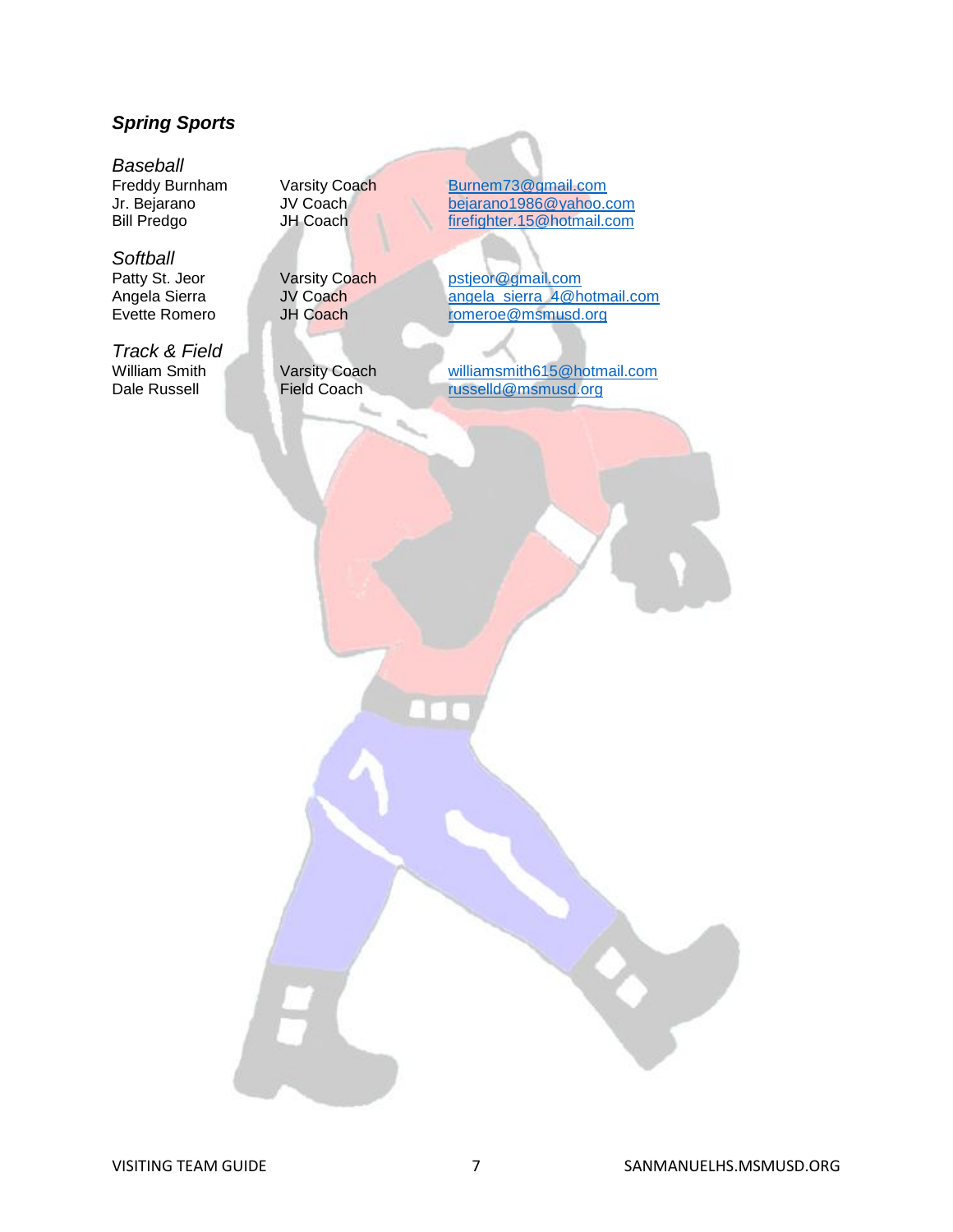***Spring Sports***

*Baseball*

| | | |
|---|---|---|
| Freddy Burnham | Varsity Coach | Burnem73@gmail.com |
| Jr. Bejarano | JV Coach | bejarano1986@yahoo.com |
| Bill Predgo | JH Coach | firefighter.15@hotmail.com |

*Softball*

| | | |
|---|---|---|
| Patty St. Jeor | Varsity Coach | pstjeor@gmail.com |
| Angela Sierra | JV Coach | angela_sierra_4@hotmail.com |
| Evette Romero | JH Coach | romeroe@msmusd.org |

*Track & Field*

| | | |
|---|---|---|
| William Smith | Varsity Coach | williamsmith615@hotmail.com |
| Dale Russell | Field Coach | russelld@msmusd.org |